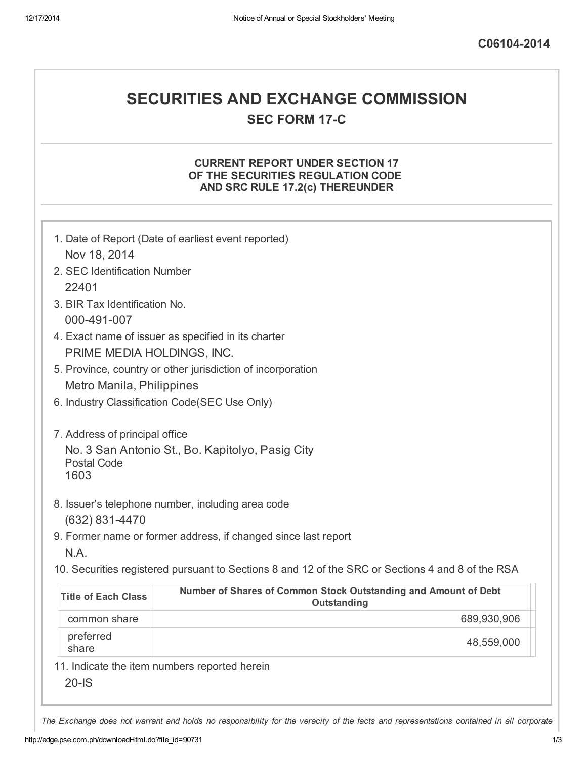**C06104-2014**

# SECURITIES AND EXCHANGE COMMISSION

## SEC FORM 17-C

### CURRENT REPORT UNDER SECTION 17 OF THE SECURITIES REGULATION CODE AND SRC RULE 17.2(c) THEREUNDER

1. Date of Report (Date of earliest event reported)
   Nov 18, 2014
2. SEC Identification Number
   22401
3. BIR Tax Identification No.
   000-491-007
4. Exact name of issuer as specified in its charter
   PRIME MEDIA HOLDINGS, INC.
5. Province, country or other jurisdiction of incorporation
   Metro Manila, Philippines
6. Industry Classification Code(SEC Use Only)

7. Address of principal office
   No. 3 San Antonio St., Bo. Kapitolyo, Pasig City
   Postal Code
   1603
8. Issuer's telephone number, including area code
   (632) 831-4470
9. Former name or former address, if changed since last report
   N.A.
10. Securities registered pursuant to Sections 8 and 12 of the SRC or Sections 4 and 8 of the RSA

| Title of Each Class | Number of Shares of Common Stock Outstanding and Amount of Debt Outstanding |
|---|---|
| common share | 689,930,906 |
| preferred share | 48,559,000 |

11. Indicate the item numbers reported herein
    20-IS

*The Exchange does not warrant and holds no responsibility for the veracity of the facts and representations contained in all corporate*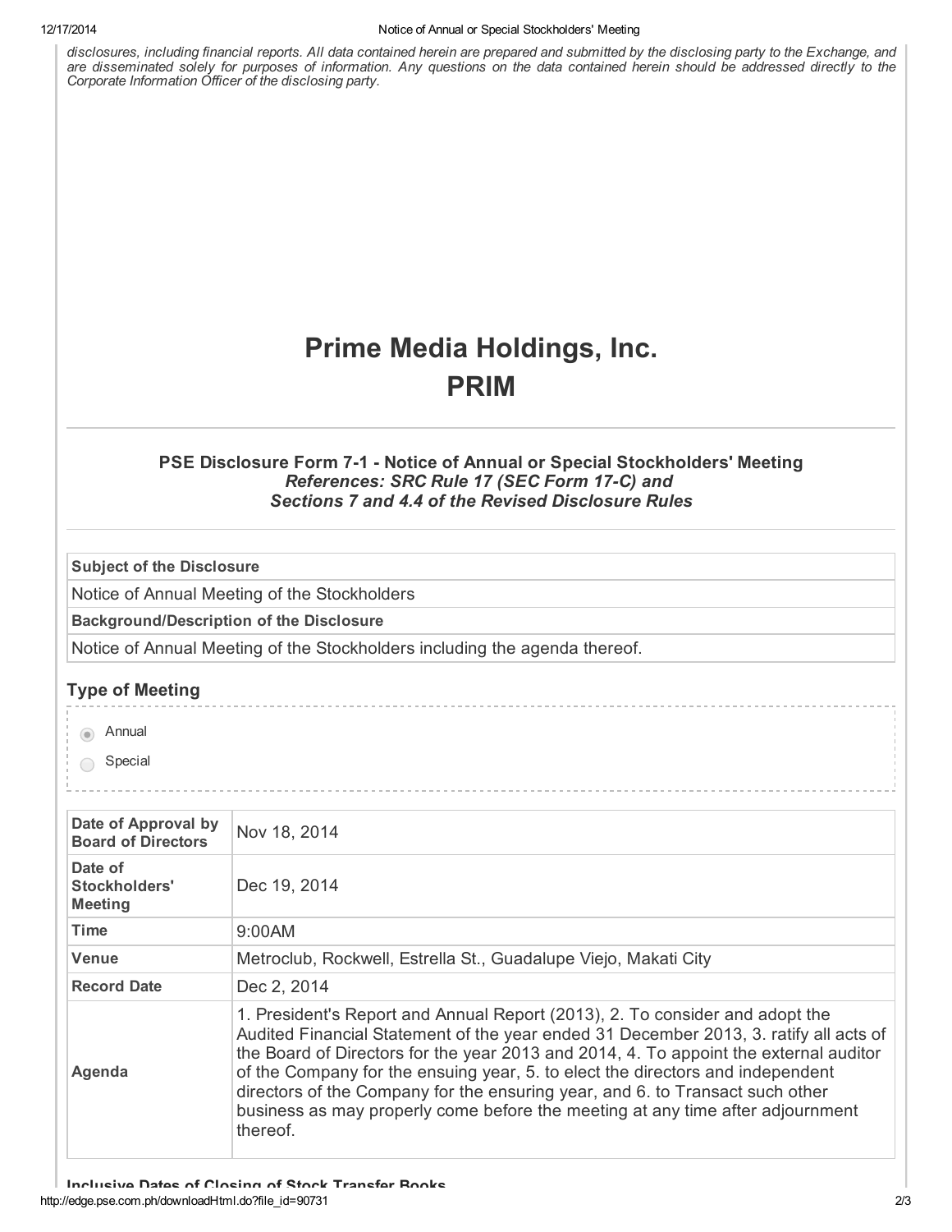*disclosures, including financial reports. All data contained herein are prepared and submitted by the disclosing party to the Exchange, and are disseminated solely for purposes of information. Any questions on the data contained herein should be addressed directly to the Corporate Information Officer of the disclosing party.*

# Prime Media Holdings, Inc.
# PRIM

### PSE Disclosure Form 7-1 - Notice of Annual or Special Stockholders' Meeting
*References: SRC Rule 17 (SEC Form 17-C) and*
*Sections 7 and 4.4 of the Revised Disclosure Rules*

| Subject of the Disclosure |
| --- |
| Notice of Annual Meeting of the Stockholders |
| **Background/Description of the Disclosure** |
| Notice of Annual Meeting of the Stockholders including the agenda thereof. |

## Type of Meeting

- (●) Annual
- ( ) Special

| | |
| --- | --- |
| **Date of Approval by Board of Directors** | Nov 18, 2014 |
| **Date of Stockholders' Meeting** | Dec 19, 2014 |
| **Time** | 9:00AM |
| **Venue** | Metroclub, Rockwell, Estrella St., Guadalupe Viejo, Makati City |
| **Record Date** | Dec 2, 2014 |
| **Agenda** | 1. President's Report and Annual Report (2013), 2. To consider and adopt the Audited Financial Statement of the year ended 31 December 2013, 3. ratify all acts of the Board of Directors for the year 2013 and 2014, 4. To appoint the external auditor of the Company for the ensuing year, 5. to elect the directors and independent directors of the Company for the ensuring year, and 6. to Transact such other business as may properly come before the meeting at any time after adjournment thereof. |

## Inclusive Dates of Closing of Stock Transfer Books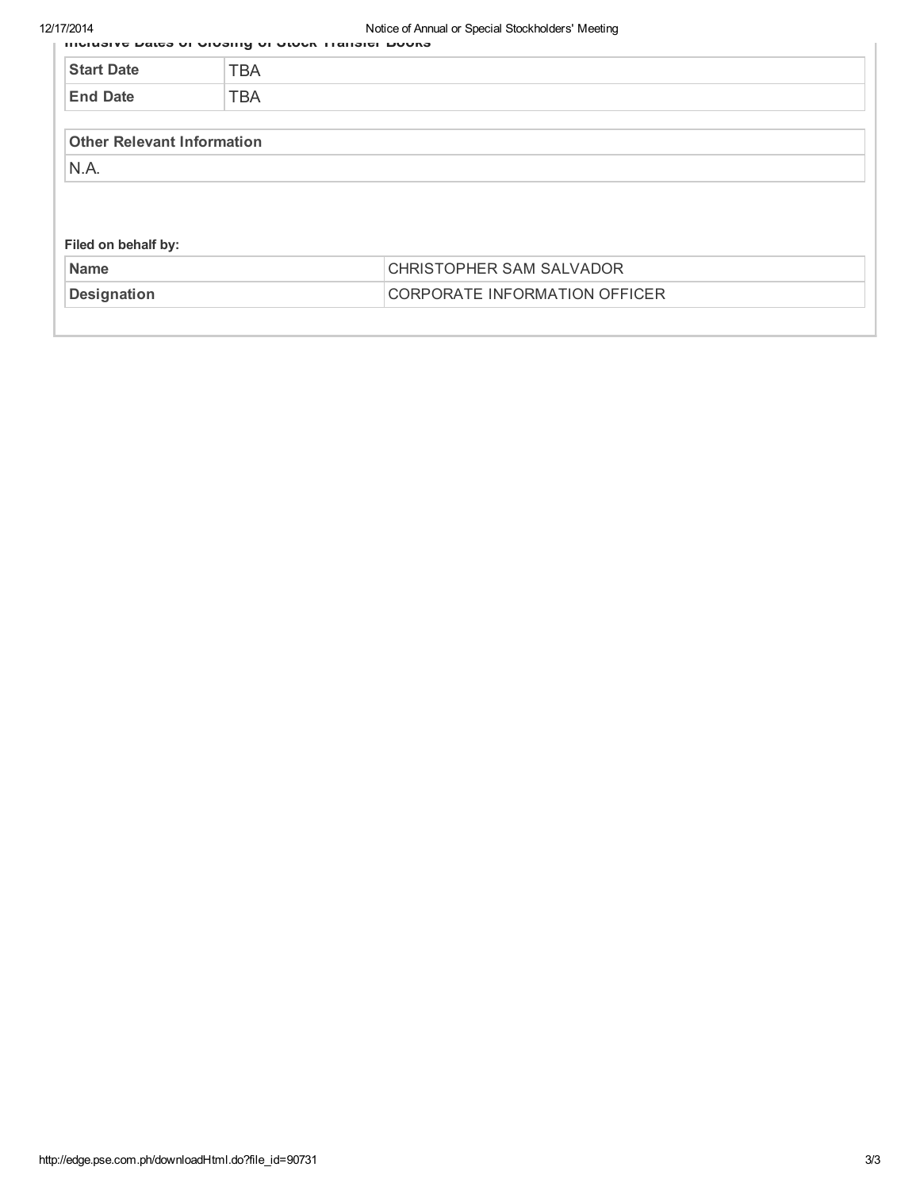### Inclusive Dates of Closing of Stock Transfer Books

| | |
|---|---|
| **Start Date** | TBA |
| **End Date** | TBA |

| **Other Relevant Information** |
|---|
| N.A. |

**Filed on behalf by:**

| | |
|---|---|
| **Name** | CHRISTOPHER SAM SALVADOR |
| **Designation** | CORPORATE INFORMATION OFFICER |